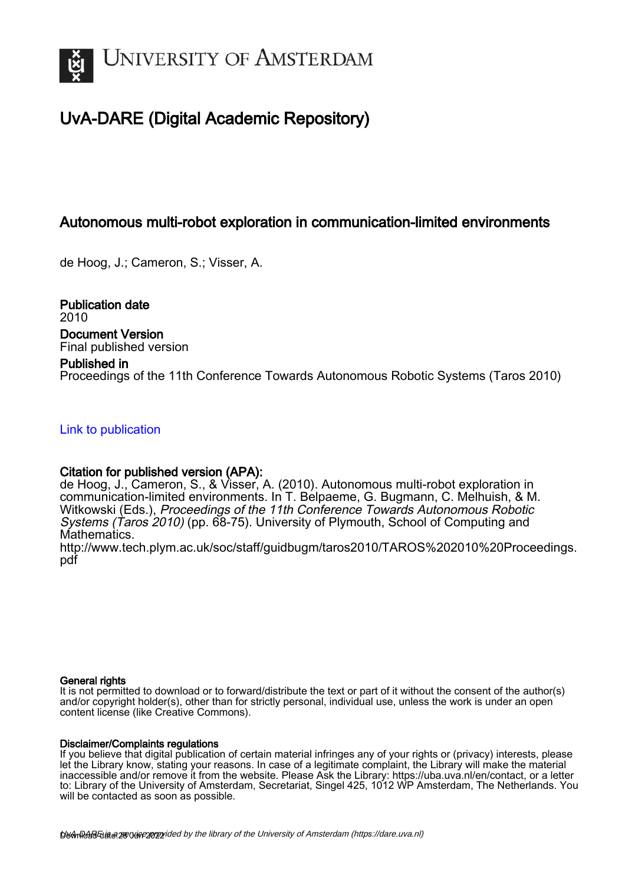UNIVERSITY OF AMSTERDAM

# UvA-DARE (Digital Academic Repository)

## Autonomous multi-robot exploration in communication-limited environments

de Hoog, J.; Cameron, S.; Visser, A.

**Publication date**
2010

**Document Version**
Final published version

**Published in**
Proceedings of the 11th Conference Towards Autonomous Robotic Systems (Taros 2010)

Link to publication

**Citation for published version (APA):**
de Hoog, J., Cameron, S., & Visser, A. (2010). Autonomous multi-robot exploration in communication-limited environments. In T. Belpaeme, G. Bugmann, C. Melhuish, & M. Witkowski (Eds.), *Proceedings of the 11th Conference Towards Autonomous Robotic Systems (Taros 2010)* (pp. 68-75). University of Plymouth, School of Computing and Mathematics.
http://www.tech.plym.ac.uk/soc/staff/guidbugm/taros2010/TAROS%202010%20Proceedings.pdf

**General rights**
It is not permitted to download or to forward/distribute the text or part of it without the consent of the author(s) and/or copyright holder(s), other than for strictly personal, individual use, unless the work is under an open content license (like Creative Commons).

**Disclaimer/Complaints regulations**
If you believe that digital publication of certain material infringes any of your rights or (privacy) interests, please let the Library know, stating your reasons. In case of a legitimate complaint, the Library will make the material inaccessible and/or remove it from the website. Please Ask the Library: https://uba.uva.nl/en/contact, or a letter to: Library of the University of Amsterdam, Secretariat, Singel 425, 1012 WP Amsterdam, The Netherlands. You will be contacted as soon as possible.

UvA-DARE is a service provided by the library of the University of Amsterdam (https://dare.uva.nl)
Download date: 28 Jun 2022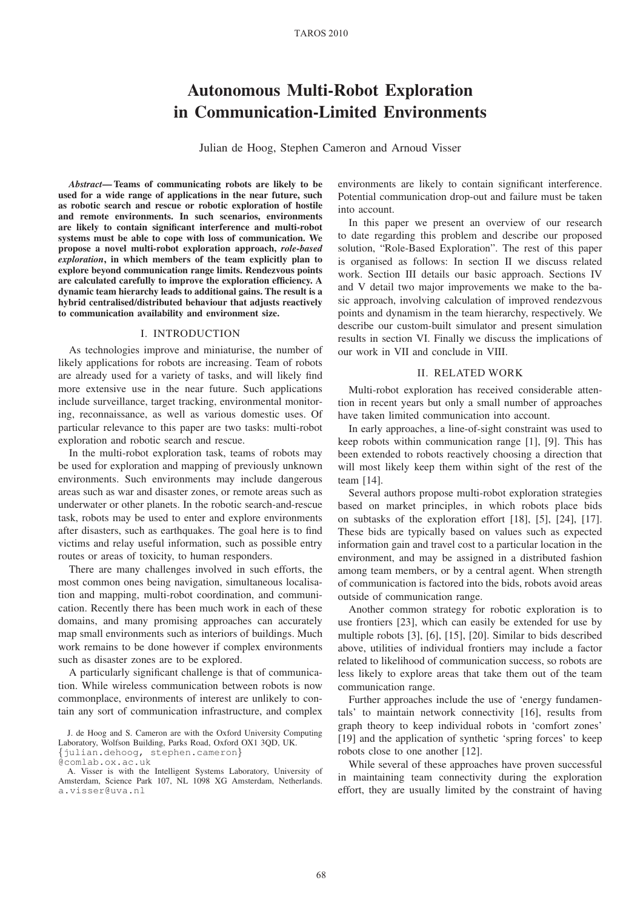# Autonomous Multi-Robot Exploration in Communication-Limited Environments

Julian de Hoog, Stephen Cameron and Arnoud Visser

***Abstract*— Teams of communicating robots are likely to be used for a wide range of applications in the near future, such as robotic search and rescue or robotic exploration of hostile and remote environments. In such scenarios, environments are likely to contain significant interference and multi-robot systems must be able to cope with loss of communication. We propose a novel multi-robot exploration approach, *role-based exploration*, in which members of the team explicitly plan to explore beyond communication range limits. Rendezvous points are calculated carefully to improve the exploration efficiency. A dynamic team hierarchy leads to additional gains. The result is a hybrid centralised/distributed behaviour that adjusts reactively to communication availability and environment size.**

## I. INTRODUCTION

As technologies improve and miniaturise, the number of likely applications for robots are increasing. Team of robots are already used for a variety of tasks, and will likely find more extensive use in the near future. Such applications include surveillance, target tracking, environmental monitoring, reconnaissance, as well as various domestic uses. Of particular relevance to this paper are two tasks: multi-robot exploration and robotic search and rescue.

In the multi-robot exploration task, teams of robots may be used for exploration and mapping of previously unknown environments. Such environments may include dangerous areas such as war and disaster zones, or remote areas such as underwater or other planets. In the robotic search-and-rescue task, robots may be used to enter and explore environments after disasters, such as earthquakes. The goal here is to find victims and relay useful information, such as possible entry routes or areas of toxicity, to human responders.

There are many challenges involved in such efforts, the most common ones being navigation, simultaneous localisation and mapping, multi-robot coordination, and communication. Recently there has been much work in each of these domains, and many promising approaches can accurately map small environments such as interiors of buildings. Much work remains to be done however if complex environments such as disaster zones are to be explored.

A particularly significant challenge is that of communication. While wireless communication between robots is now commonplace, environments of interest are unlikely to contain any sort of communication infrastructure, and complex environments are likely to contain significant interference. Potential communication drop-out and failure must be taken into account.

In this paper we present an overview of our research to date regarding this problem and describe our proposed solution, "Role-Based Exploration". The rest of this paper is organised as follows: In section II we discuss related work. Section III details our basic approach. Sections IV and V detail two major improvements we make to the basic approach, involving calculation of improved rendezvous points and dynamism in the team hierarchy, respectively. We describe our custom-built simulator and present simulation results in section VI. Finally we discuss the implications of our work in VII and conclude in VIII.

## II. RELATED WORK

Multi-robot exploration has received considerable attention in recent years but only a small number of approaches have taken limited communication into account.

In early approaches, a line-of-sight constraint was used to keep robots within communication range [1], [9]. This has been extended to robots reactively choosing a direction that will most likely keep them within sight of the rest of the team [14].

Several authors propose multi-robot exploration strategies based on market principles, in which robots place bids on subtasks of the exploration effort [18], [5], [24], [17]. These bids are typically based on values such as expected information gain and travel cost to a particular location in the environment, and may be assigned in a distributed fashion among team members, or by a central agent. When strength of communication is factored into the bids, robots avoid areas outside of communication range.

Another common strategy for robotic exploration is to use frontiers [23], which can easily be extended for use by multiple robots [3], [6], [15], [20]. Similar to bids described above, utilities of individual frontiers may include a factor related to likelihood of communication success, so robots are less likely to explore areas that take them out of the team communication range.

Further approaches include the use of 'energy fundamentals' to maintain network connectivity [16], results from graph theory to keep individual robots in 'comfort zones' [19] and the application of synthetic 'spring forces' to keep robots close to one another [12].

While several of these approaches have proven successful in maintaining team connectivity during the exploration effort, they are usually limited by the constraint of having

J. de Hoog and S. Cameron are with the Oxford University Computing Laboratory, Wolfson Building, Parks Road, Oxford OX1 3QD, UK. {julian.dehoog, stephen.cameron}@comlab.ox.ac.uk

A. Visser is with the Intelligent Systems Laboratory, University of Amsterdam, Science Park 107, NL 1098 XG Amsterdam, Netherlands. a.visser@uva.nl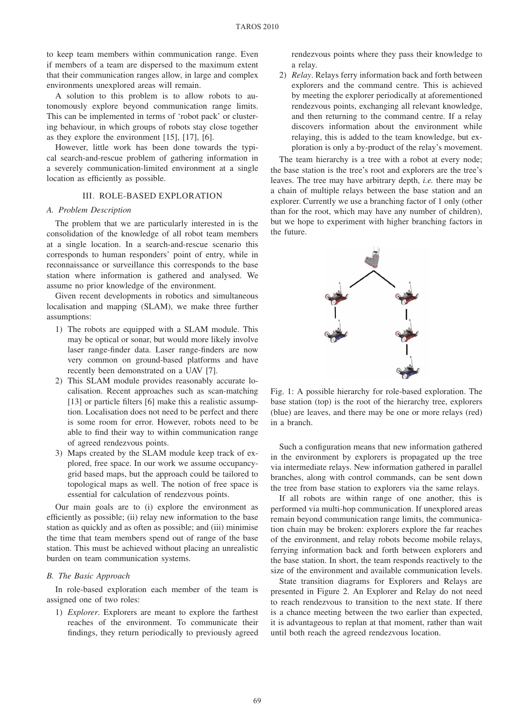to keep team members within communication range. Even if members of a team are dispersed to the maximum extent that their communication ranges allow, in large and complex environments unexplored areas will remain.

A solution to this problem is to allow robots to autonomously explore beyond communication range limits. This can be implemented in terms of 'robot pack' or clustering behaviour, in which groups of robots stay close together as they explore the environment [15], [17], [6].

However, little work has been done towards the typical search-and-rescue problem of gathering information in a severely communication-limited environment at a single location as efficiently as possible.

## III. Role-Based Exploration

### A. Problem Description

The problem that we are particularly interested in is the consolidation of the knowledge of all robot team members at a single location. In a search-and-rescue scenario this corresponds to human responders' point of entry, while in reconnaissance or surveillance this corresponds to the base station where information is gathered and analysed. We assume no prior knowledge of the environment.

Given recent developments in robotics and simultaneous localisation and mapping (SLAM), we make three further assumptions:

1) The robots are equipped with a SLAM module. This may be optical or sonar, but would more likely involve laser range-finder data. Laser range-finders are now very common on ground-based platforms and have recently been demonstrated on a UAV [7].
2) This SLAM module provides reasonably accurate localisation. Recent approaches such as scan-matching [13] or particle filters [6] make this a realistic assumption. Localisation does not need to be perfect and there is some room for error. However, robots need to be able to find their way to within communication range of agreed rendezvous points.
3) Maps created by the SLAM module keep track of explored, free space. In our work we assume occupancy-grid based maps, but the approach could be tailored to topological maps as well. The notion of free space is essential for calculation of rendezvous points.

Our main goals are to (i) explore the environment as efficiently as possible; (ii) relay new information to the base station as quickly and as often as possible; and (iii) minimise the time that team members spend out of range of the base station. This must be achieved without placing an unrealistic burden on team communication systems.

### B. The Basic Approach

In role-based exploration each member of the team is assigned one of two roles:

1) *Explorer*. Explorers are meant to explore the farthest reaches of the environment. To communicate their findings, they return periodically to previously agreed rendezvous points where they pass their knowledge to a relay.
2) *Relay*. Relays ferry information back and forth between explorers and the command centre. This is achieved by meeting the explorer periodically at aforementioned rendezvous points, exchanging all relevant knowledge, and then returning to the command centre. If a relay discovers information about the environment while relaying, this is added to the team knowledge, but exploration is only a by-product of the relay's movement.

The team hierarchy is a tree with a robot at every node; the base station is the tree's root and explorers are the tree's leaves. The tree may have arbitrary depth, *i.e.* there may be a chain of multiple relays between the base station and an explorer. Currently we use a branching factor of 1 only (other than for the root, which may have any number of children), but we hope to experiment with higher branching factors in the future.

Fig. 1: A possible hierarchy for role-based exploration. The base station (top) is the root of the hierarchy tree, explorers (blue) are leaves, and there may be one or more relays (red) in a branch.

Such a configuration means that new information gathered in the environment by explorers is propagated up the tree via intermediate relays. New information gathered in parallel branches, along with control commands, can be sent down the tree from base station to explorers via the same relays.

If all robots are within range of one another, this is performed via multi-hop communication. If unexplored areas remain beyond communication range limits, the communication chain may be broken: explorers explore the far reaches of the environment, and relay robots become mobile relays, ferrying information back and forth between explorers and the base station. In short, the team responds reactively to the size of the environment and available communication levels.

State transition diagrams for Explorers and Relays are presented in Figure 2. An Explorer and Relay do not need to reach rendezvous to transition to the next state. If there is a chance meeting between the two earlier than expected, it is advantageous to replan at that moment, rather than wait until both reach the agreed rendezvous location.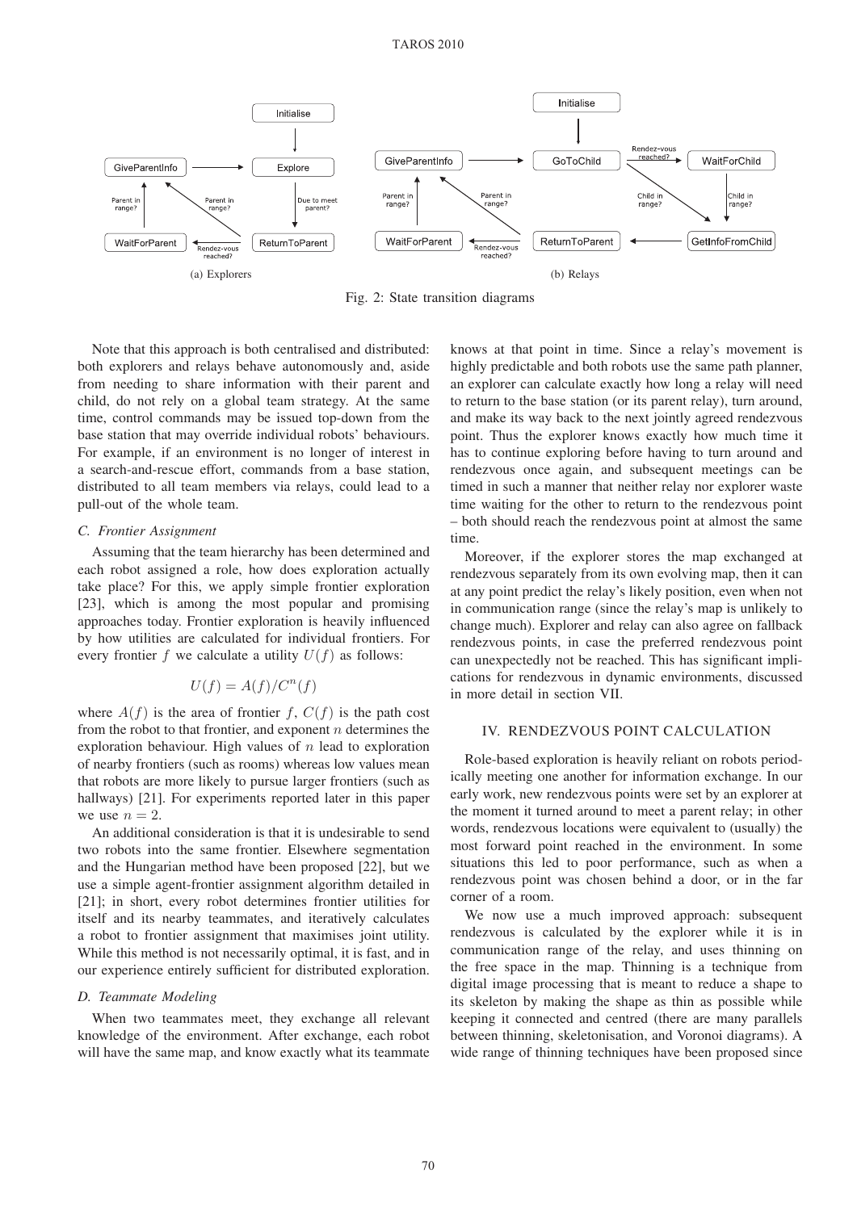(a) Explorers

(b) Relays

Fig. 2: State transition diagrams

Note that this approach is both centralised and distributed: both explorers and relays behave autonomously and, aside from needing to share information with their parent and child, do not rely on a global team strategy. At the same time, control commands may be issued top-down from the base station that may override individual robots' behaviours. For example, if an environment is no longer of interest in a search-and-rescue effort, commands from a base station, distributed to all team members via relays, could lead to a pull-out of the whole team.

### C. Frontier Assignment

Assuming that the team hierarchy has been determined and each robot assigned a role, how does exploration actually take place? For this, we apply simple frontier exploration [23], which is among the most popular and promising approaches today. Frontier exploration is heavily influenced by how utilities are calculated for individual frontiers. For every frontier $f$ we calculate a utility $U(f)$ as follows:

$$U(f) = A(f)/C^n(f)$$

where $A(f)$ is the area of frontier $f$, $C(f)$ is the path cost from the robot to that frontier, and exponent $n$ determines the exploration behaviour. High values of $n$ lead to exploration of nearby frontiers (such as rooms) whereas low values mean that robots are more likely to pursue larger frontiers (such as hallways) [21]. For experiments reported later in this paper we use $n = 2$.

An additional consideration is that it is undesirable to send two robots into the same frontier. Elsewhere segmentation and the Hungarian method have been proposed [22], but we use a simple agent-frontier assignment algorithm detailed in [21]; in short, every robot determines frontier utilities for itself and its nearby teammates, and iteratively calculates a robot to frontier assignment that maximises joint utility. While this method is not necessarily optimal, it is fast, and in our experience entirely sufficient for distributed exploration.

### D. Teammate Modeling

When two teammates meet, they exchange all relevant knowledge of the environment. After exchange, each robot will have the same map, and know exactly what its teammate knows at that point in time. Since a relay's movement is highly predictable and both robots use the same path planner, an explorer can calculate exactly how long a relay will need to return to the base station (or its parent relay), turn around, and make its way back to the next jointly agreed rendezvous point. Thus the explorer knows exactly how much time it has to continue exploring before having to turn around and rendezvous once again, and subsequent meetings can be timed in such a manner that neither relay nor explorer waste time waiting for the other to return to the rendezvous point – both should reach the rendezvous point at almost the same time.

Moreover, if the explorer stores the map exchanged at rendezvous separately from its own evolving map, then it can at any point predict the relay's likely position, even when not in communication range (since the relay's map is unlikely to change much). Explorer and relay can also agree on fallback rendezvous points, in case the preferred rendezvous point can unexpectedly not be reached. This has significant implications for rendezvous in dynamic environments, discussed in more detail in section VII.

## IV. Rendezvous Point Calculation

Role-based exploration is heavily reliant on robots periodically meeting one another for information exchange. In our early work, new rendezvous points were set by an explorer at the moment it turned around to meet a parent relay; in other words, rendezvous locations were equivalent to (usually) the most forward point reached in the environment. In some situations this led to poor performance, such as when a rendezvous point was chosen behind a door, or in the far corner of a room.

We now use a much improved approach: subsequent rendezvous is calculated by the explorer while it is in communication range of the relay, and uses thinning on the free space in the map. Thinning is a technique from digital image processing that is meant to reduce a shape to its skeleton by making the shape as thin as possible while keeping it connected and centred (there are many parallels between thinning, skeletonisation, and Voronoi diagrams). A wide range of thinning techniques have been proposed since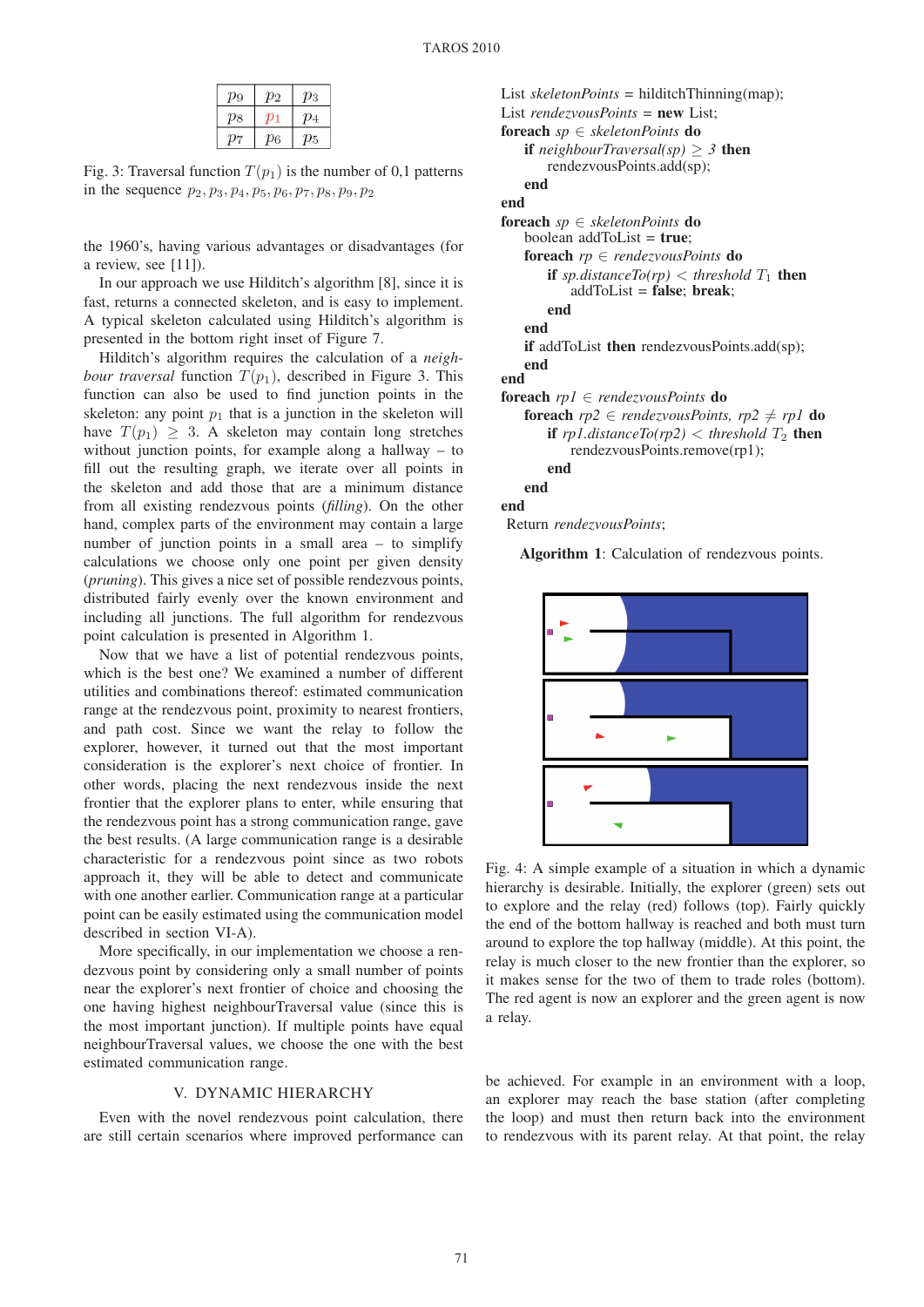| $p_9$ | $p_2$ | $p_3$ |
|---|---|---|
| $p_8$ | $p_1$ | $p_4$ |
| $p_7$ | $p_6$ | $p_5$ |

Fig. 3: Traversal function $T(p_1)$ is the number of 0,1 patterns in the sequence $p_2, p_3, p_4, p_5, p_6, p_7, p_8, p_9, p_2$

the 1960's, having various advantages or disadvantages (for a review, see [11]).

In our approach we use Hilditch's algorithm [8], since it is fast, returns a connected skeleton, and is easy to implement. A typical skeleton calculated using Hilditch's algorithm is presented in the bottom right inset of Figure 7.

Hilditch's algorithm requires the calculation of a *neighbour traversal* function $T(p_1)$, described in Figure 3. This function can also be used to find junction points in the skeleton: any point $p_1$ that is a junction in the skeleton will have $T(p_1) \geq 3$. A skeleton may contain long stretches without junction points, for example along a hallway – to fill out the resulting graph, we iterate over all points in the skeleton and add those that are a minimum distance from all existing rendezvous points (*filling*). On the other hand, complex parts of the environment may contain a large number of junction points in a small area – to simplify calculations we choose only one point per given density (*pruning*). This gives a nice set of possible rendezvous points, distributed fairly evenly over the known environment and including all junctions. The full algorithm for rendezvous point calculation is presented in Algorithm 1.

```
List skeletonPoints = hilditchThinning(map);
List rendezvousPoints = new List;
foreach sp ∈ skeletonPoints do
    if neighbourTraversal(sp) ≥ 3 then
        rendezvousPoints.add(sp);
    end
end
foreach sp ∈ skeletonPoints do
    boolean addToList = true;
    foreach rp ∈ rendezvousPoints do
        if sp.distanceTo(rp) < threshold T1 then
            addToList = false; break;
        end
    end
    if addToList then rendezvousPoints.add(sp);
end
foreach rp1 ∈ rendezvousPoints do
    foreach rp2 ∈ rendezvousPoints, rp2 ≠ rp1 do
        if rp1.distanceTo(rp2) < threshold T2 then
            rendezvousPoints.remove(rp1);
        end
    end
end
Return rendezvousPoints;
```

**Algorithm 1**: Calculation of rendezvous points.

Now that we have a list of potential rendezvous points, which is the best one? We examined a number of different utilities and combinations thereof: estimated communication range at the rendezvous point, proximity to nearest frontiers, and path cost. Since we want the relay to follow the explorer, however, it turned out that the most important consideration is the explorer's next choice of frontier. In other words, placing the next rendezvous inside the next frontier that the explorer plans to enter, while ensuring that the rendezvous point has a strong communication range, gave the best results. (A large communication range is a desirable characteristic for a rendezvous point since as two robots approach it, they will be able to detect and communicate with one another earlier. Communication range at a particular point can be easily estimated using the communication model described in section VI-A).

More specifically, in our implementation we choose a rendezvous point by considering only a small number of points near the explorer's next frontier of choice and choosing the one having highest neighbourTraversal value (since this is the most important junction). If multiple points have equal neighbourTraversal values, we choose the one with the best estimated communication range.

Fig. 4: A simple example of a situation in which a dynamic hierarchy is desirable. Initially, the explorer (green) sets out to explore and the relay (red) follows (top). Fairly quickly the end of the bottom hallway is reached and both must turn around to explore the top hallway (middle). At this point, the relay is much closer to the new frontier than the explorer, so it makes sense for the two of them to trade roles (bottom). The red agent is now an explorer and the green agent is now a relay.

## V. DYNAMIC HIERARCHY

Even with the novel rendezvous point calculation, there are still certain scenarios where improved performance can be achieved. For example in an environment with a loop, an explorer may reach the base station (after completing the loop) and must then return back into the environment to rendezvous with its parent relay. At that point, the relay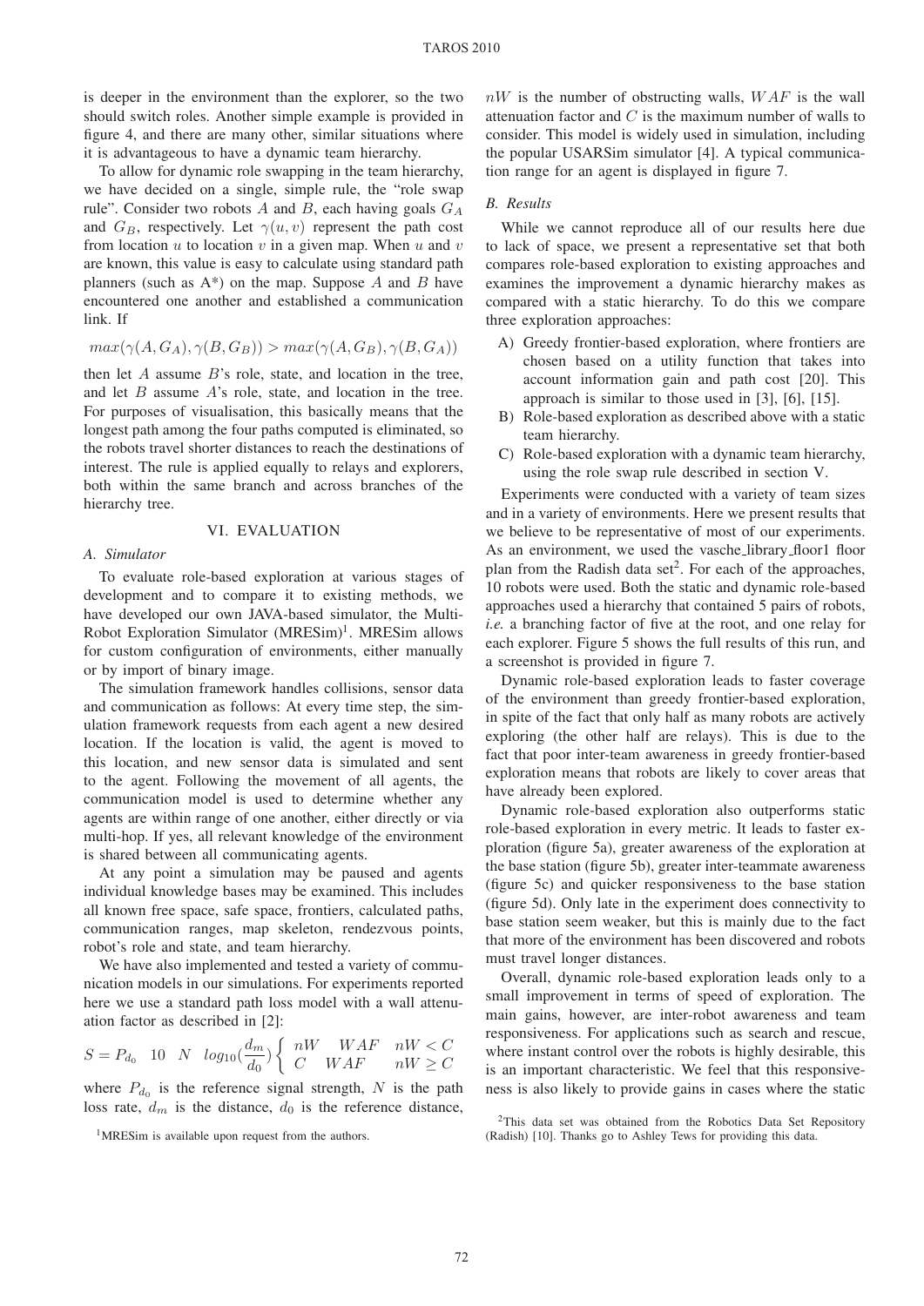is deeper in the environment than the explorer, so the two should switch roles. Another simple example is provided in figure 4, and there are many other, similar situations where it is advantageous to have a dynamic team hierarchy.

To allow for dynamic role swapping in the team hierarchy, we have decided on a single, simple rule, the "role swap rule". Consider two robots $A$ and $B$, each having goals $G_A$ and $G_B$, respectively. Let $\gamma(u, v)$ represent the path cost from location $u$ to location $v$ in a given map. When $u$ and $v$ are known, this value is easy to calculate using standard path planners (such as A*) on the map. Suppose $A$ and $B$ have encountered one another and established a communication link. If

$$max(\gamma(A, G_A), \gamma(B, G_B)) > max(\gamma(A, G_B), \gamma(B, G_A))$$

then let $A$ assume $B$'s role, state, and location in the tree, and let $B$ assume $A$'s role, state, and location in the tree. For purposes of visualisation, this basically means that the longest path among the four paths computed is eliminated, so the robots travel shorter distances to reach the destinations of interest. The rule is applied equally to relays and explorers, both within the same branch and across branches of the hierarchy tree.

## VI. EVALUATION

### A. Simulator

To evaluate role-based exploration at various stages of development and to compare it to existing methods, we have developed our own JAVA-based simulator, the Multi-Robot Exploration Simulator (MRESim)[1]. MRESim allows for custom configuration of environments, either manually or by import of binary image.

The simulation framework handles collisions, sensor data and communication as follows: At every time step, the simulation framework requests from each agent a new desired location. If the location is valid, the agent is moved to this location, and new sensor data is simulated and sent to the agent. Following the movement of all agents, the communication model is used to determine whether any agents are within range of one another, either directly or via multi-hop. If yes, all relevant knowledge of the environment is shared between all communicating agents.

At any point a simulation may be paused and agents individual knowledge bases may be examined. This includes all known free space, safe space, frontiers, calculated paths, communication ranges, map skeleton, rendezvous points, robot's role and state, and team hierarchy.

We have also implemented and tested a variety of communication models in our simulations. For experiments reported here we use a standard path loss model with a wall attenuation factor as described in [2]:

$$S = P_{d_0} \quad 10 \quad N \quad log_{10}(\frac{d_m}{d_0}) \left\{ \begin{array}{lll} nW & WAF & nW < C \\ C & WAF & nW \geq C \end{array} \right.$$

where $P_{d_0}$ is the reference signal strength, $N$ is the path loss rate, $d_m$ is the distance, $d_0$ is the reference distance, $nW$ is the number of obstructing walls, $WAF$ is the wall attenuation factor and $C$ is the maximum number of walls to consider. This model is widely used in simulation, including the popular USARSim simulator [4]. A typical communication range for an agent is displayed in figure 7.

### B. Results

While we cannot reproduce all of our results here due to lack of space, we present a representative set that both compares role-based exploration to existing approaches and examines the improvement a dynamic hierarchy makes as compared with a static hierarchy. To do this we compare three exploration approaches:

A) Greedy frontier-based exploration, where frontiers are chosen based on a utility function that takes into account information gain and path cost [20]. This approach is similar to those used in [3], [6], [15].

B) Role-based exploration as described above with a static team hierarchy.

C) Role-based exploration with a dynamic team hierarchy, using the role swap rule described in section V.

Experiments were conducted with a variety of team sizes and in a variety of environments. Here we present results that we believe to be representative of most of our experiments. As an environment, we used the vasche_library_floor1 floor plan from the Radish data set[2]. For each of the approaches, 10 robots were used. Both the static and dynamic role-based approaches used a hierarchy that contained 5 pairs of robots, *i.e.* a branching factor of five at the root, and one relay for each explorer. Figure 5 shows the full results of this run, and a screenshot is provided in figure 7.

Dynamic role-based exploration leads to faster coverage of the environment than greedy frontier-based exploration, in spite of the fact that only half as many robots are actively exploring (the other half are relays). This is due to the fact that poor inter-team awareness in greedy frontier-based exploration means that robots are likely to cover areas that have already been explored.

Dynamic role-based exploration also outperforms static role-based exploration in every metric. It leads to faster exploration (figure 5a), greater awareness of the exploration at the base station (figure 5b), greater inter-teammate awareness (figure 5c) and quicker responsiveness to the base station (figure 5d). Only late in the experiment does connectivity to base station seem weaker, but this is mainly due to the fact that more of the environment has been discovered and robots must travel longer distances.

Overall, dynamic role-based exploration leads only to a small improvement in terms of speed of exploration. The main gains, however, are inter-robot awareness and team responsiveness. For applications such as search and rescue, where instant control over the robots is highly desirable, this is an important characteristic. We feel that this responsiveness is also likely to provide gains in cases where the static

[1] MRESim is available upon request from the authors.

[2] This data set was obtained from the Robotics Data Set Repository (Radish) [10]. Thanks go to Ashley Tews for providing this data.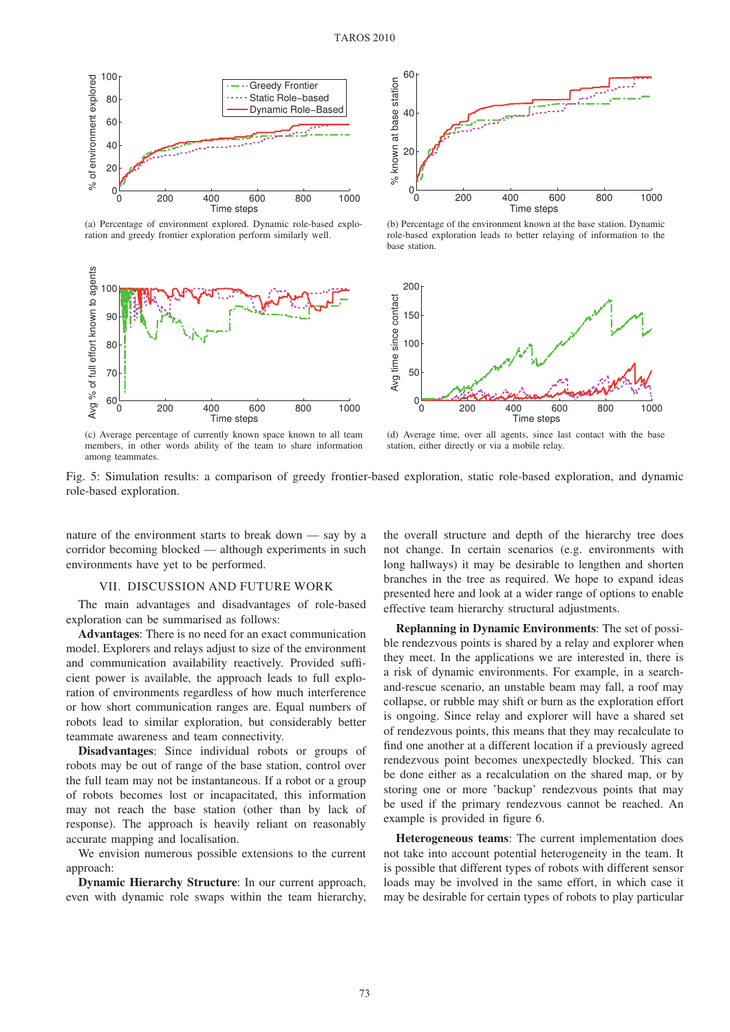(a) Percentage of environment explored. Dynamic role-based exploration and greedy frontier exploration perform similarly well.

(b) Percentage of the environment known at the base station. Dynamic role-based exploration leads to better relaying of information to the base station.

(c) Average percentage of currently known space known to all team members, in other words ability of the team to share information among teammates.

(d) Average time, over all agents, since last contact with the base station, either directly or via a mobile relay.

Fig. 5: Simulation results: a comparison of greedy frontier-based exploration, static role-based exploration, and dynamic role-based exploration.

nature of the environment starts to break down — say by a corridor becoming blocked — although experiments in such environments have yet to be performed.

## VII. DISCUSSION AND FUTURE WORK

The main advantages and disadvantages of role-based exploration can be summarised as follows:

**Advantages**: There is no need for an exact communication model. Explorers and relays adjust to size of the environment and communication availability reactively. Provided sufficient power is available, the approach leads to full exploration of environments regardless of how much interference or how short communication ranges are. Equal numbers of robots lead to similar exploration, but considerably better teammate awareness and team connectivity.

**Disadvantages**: Since individual robots or groups of robots may be out of range of the base station, control over the full team may not be instantaneous. If a robot or a group of robots becomes lost or incapacitated, this information may not reach the base station (other than by lack of response). The approach is heavily reliant on reasonably accurate mapping and localisation.

We envision numerous possible extensions to the current approach:

**Dynamic Hierarchy Structure**: In our current approach, even with dynamic role swaps within the team hierarchy, the overall structure and depth of the hierarchy tree does not change. In certain scenarios (e.g. environments with long hallways) it may be desirable to lengthen and shorten branches in the tree as required. We hope to expand ideas presented here and look at a wider range of options to enable effective team hierarchy structural adjustments.

**Replanning in Dynamic Environments**: The set of possible rendezvous points is shared by a relay and explorer when they meet. In the applications we are interested in, there is a risk of dynamic environments. For example, in a search-and-rescue scenario, an unstable beam may fall, a roof may collapse, or rubble may shift or burn as the exploration effort is ongoing. Since relay and explorer will have a shared set of rendezvous points, this means that they may recalculate to find one another at a different location if a previously agreed rendezvous point becomes unexpectedly blocked. This can be done either as a recalculation on the shared map, or by storing one or more 'backup' rendezvous points that may be used if the primary rendezvous cannot be reached. An example is provided in figure 6.

**Heterogeneous teams**: The current implementation does not take into account potential heterogeneity in the team. It is possible that different types of robots with different sensor loads may be involved in the same effort, in which case it may be desirable for certain types of robots to play particular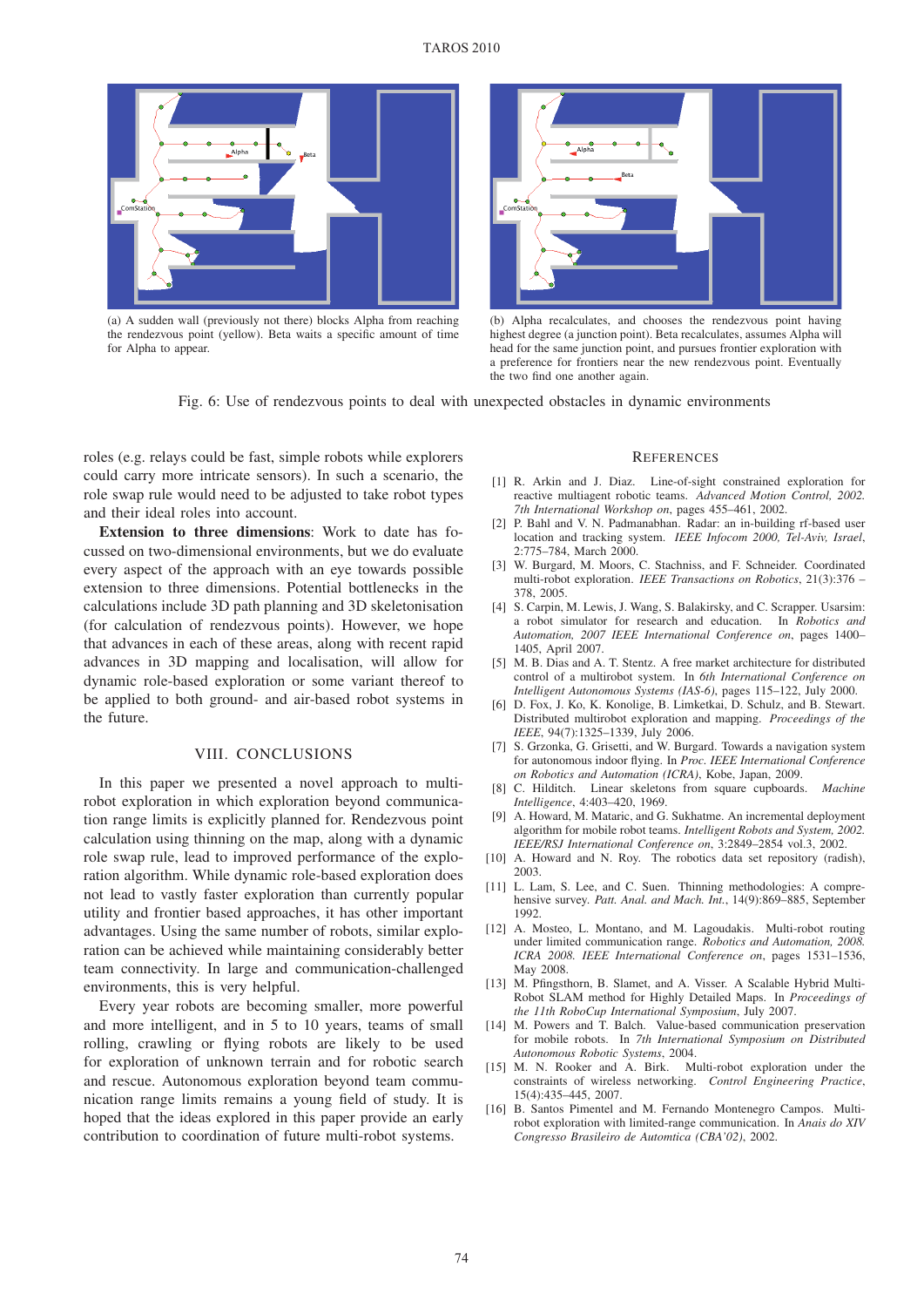(a) A sudden wall (previously not there) blocks Alpha from reaching the rendezvous point (yellow). Beta waits a specific amount of time for Alpha to appear.

(b) Alpha recalculates, and chooses the rendezvous point having highest degree (a junction point). Beta recalculates, assumes Alpha will head for the same junction point, and pursues frontier exploration with a preference for frontiers near the new rendezvous point. Eventually the two find one another again.

Fig. 6: Use of rendezvous points to deal with unexpected obstacles in dynamic environments

roles (e.g. relays could be fast, simple robots while explorers could carry more intricate sensors). In such a scenario, the role swap rule would need to be adjusted to take robot types and their ideal roles into account.

**Extension to three dimensions**: Work to date has focussed on two-dimensional environments, but we do evaluate every aspect of the approach with an eye towards possible extension to three dimensions. Potential bottlenecks in the calculations include 3D path planning and 3D skeletonisation (for calculation of rendezvous points). However, we hope that advances in each of these areas, along with recent rapid advances in 3D mapping and localisation, will allow for dynamic role-based exploration or some variant thereof to be applied to both ground- and air-based robot systems in the future.

## VIII. CONCLUSIONS

In this paper we presented a novel approach to multi-robot exploration in which exploration beyond communication range limits is explicitly planned for. Rendezvous point calculation using thinning on the map, along with a dynamic role swap rule, lead to improved performance of the exploration algorithm. While dynamic role-based exploration does not lead to vastly faster exploration than currently popular utility and frontier based approaches, it has other important advantages. Using the same number of robots, similar exploration can be achieved while maintaining considerably better team connectivity. In large and communication-challenged environments, this is very helpful.

Every year robots are becoming smaller, more powerful and more intelligent, and in 5 to 10 years, teams of small rolling, crawling or flying robots are likely to be used for exploration of unknown terrain and for robotic search and rescue. Autonomous exploration beyond team communication range limits remains a young field of study. It is hoped that the ideas explored in this paper provide an early contribution to coordination of future multi-robot systems.

## REFERENCES

[1] R. Arkin and J. Diaz. Line-of-sight constrained exploration for reactive multiagent robotic teams. *Advanced Motion Control, 2002. 7th International Workshop on*, pages 455–461, 2002.

[2] P. Bahl and V. N. Padmanabhan. Radar: an in-building rf-based user location and tracking system. *IEEE Infocom 2000, Tel-Aviv, Israel*, 2:775–784, March 2000.

[3] W. Burgard, M. Moors, C. Stachniss, and F. Schneider. Coordinated multi-robot exploration. *IEEE Transactions on Robotics*, 21(3):376 – 378, 2005.

[4] S. Carpin, M. Lewis, J. Wang, S. Balakirsky, and C. Scrapper. Usarsim: a robot simulator for research and education. In *Robotics and Automation, 2007 IEEE International Conference on*, pages 1400–1405, April 2007.

[5] M. B. Dias and A. T. Stentz. A free market architecture for distributed control of a multirobot system. In *6th International Conference on Intelligent Autonomous Systems (IAS-6)*, pages 115–122, July 2000.

[6] D. Fox, J. Ko, K. Konolige, B. Limketkai, D. Schulz, and B. Stewart. Distributed multirobot exploration and mapping. *Proceedings of the IEEE*, 94(7):1325–1339, July 2006.

[7] S. Grzonka, G. Grisetti, and W. Burgard. Towards a navigation system for autonomous indoor flying. In *Proc. IEEE International Conference on Robotics and Automation (ICRA)*, Kobe, Japan, 2009.

[8] C. Hilditch. Linear skeletons from square cupboards. *Machine Intelligence*, 4:403–420, 1969.

[9] A. Howard, M. Mataric, and G. Sukhatme. An incremental deployment algorithm for mobile robot teams. *Intelligent Robots and System, 2002. IEEE/RSJ International Conference on*, 3:2849–2854 vol.3, 2002.

[10] A. Howard and N. Roy. The robotics data set repository (radish), 2003.

[11] L. Lam, S. Lee, and C. Suen. Thinning methodologies: A comprehensive survey. *Patt. Anal. and Mach. Int.*, 14(9):869–885, September 1992.

[12] A. Mosteo, L. Montano, and M. Lagoudakis. Multi-robot routing under limited communication range. *Robotics and Automation, 2008. ICRA 2008. IEEE International Conference on*, pages 1531–1536, May 2008.

[13] M. Pfingsthorn, B. Slamet, and A. Visser. A Scalable Hybrid Multi-Robot SLAM method for Highly Detailed Maps. In *Proceedings of the 11th RoboCup International Symposium*, July 2007.

[14] M. Powers and T. Balch. Value-based communication preservation for mobile robots. In *7th International Symposium on Distributed Autonomous Robotic Systems*, 2004.

[15] M. N. Rooker and A. Birk. Multi-robot exploration under the constraints of wireless networking. *Control Engineering Practice*, 15(4):435–445, 2007.

[16] B. Santos Pimentel and M. Fernando Montenegro Campos. Multi-robot exploration with limited-range communication. In *Anais do XIV Congresso Brasileiro de Automtica (CBA'02)*, 2002.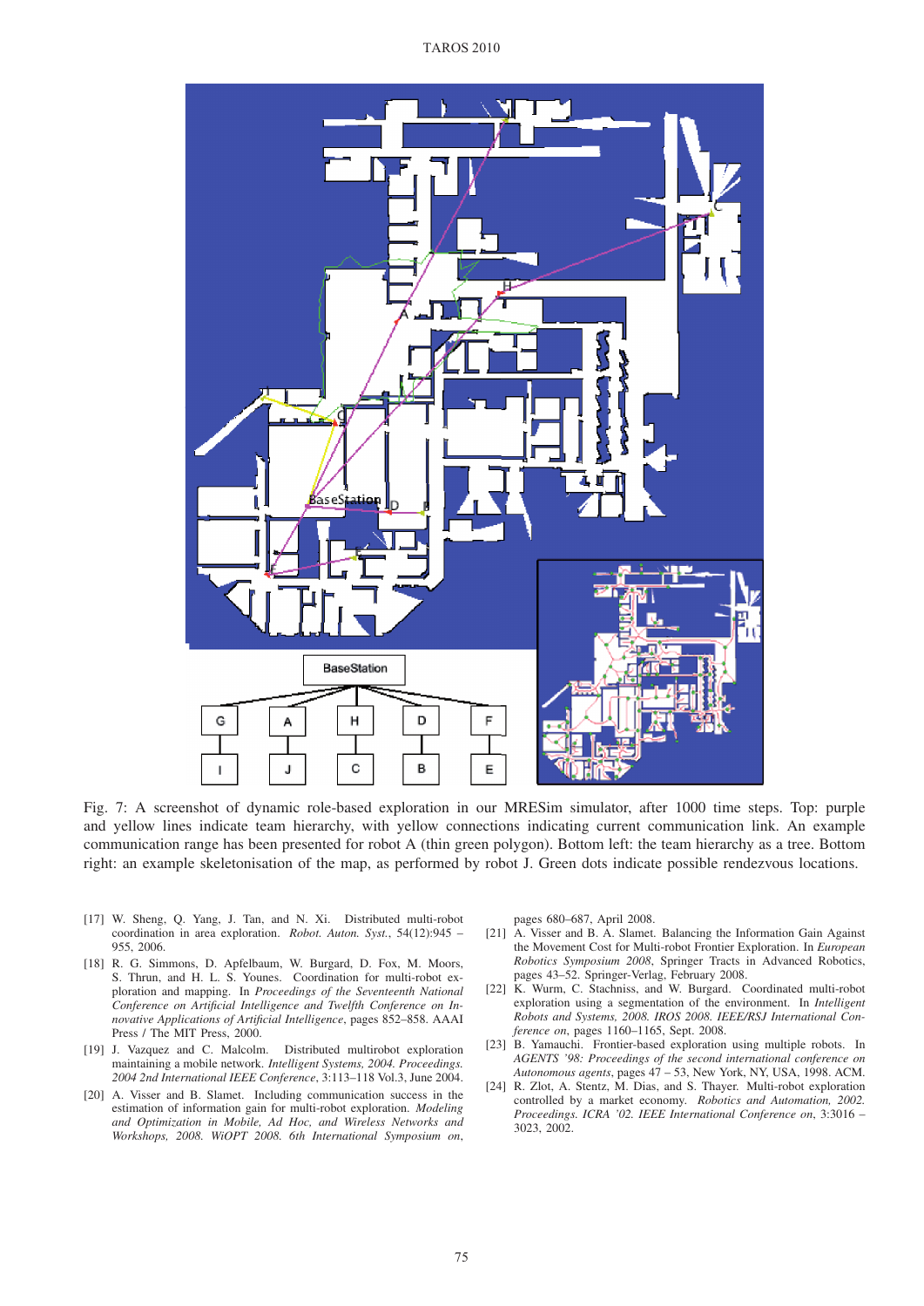Fig. 7: A screenshot of dynamic role-based exploration in our MRESim simulator, after 1000 time steps. Top: purple and yellow lines indicate team hierarchy, with yellow connections indicating current communication link. An example communication range has been presented for robot A (thin green polygon). Bottom left: the team hierarchy as a tree. Bottom right: an example skeletonisation of the map, as performed by robot J. Green dots indicate possible rendezvous locations.

[17] W. Sheng, Q. Yang, J. Tan, and N. Xi. Distributed multi-robot coordination in area exploration. *Robot. Auton. Syst.*, 54(12):945 – 955, 2006.

[18] R. G. Simmons, D. Apfelbaum, W. Burgard, D. Fox, M. Moors, S. Thrun, and H. L. S. Younes. Coordination for multi-robot exploration and mapping. In *Proceedings of the Seventeenth National Conference on Artificial Intelligence and Twelfth Conference on Innovative Applications of Artificial Intelligence*, pages 852–858. AAAI Press / The MIT Press, 2000.

[19] J. Vazquez and C. Malcolm. Distributed multirobot exploration maintaining a mobile network. *Intelligent Systems, 2004. Proceedings. 2004 2nd International IEEE Conference*, 3:113–118 Vol.3, June 2004.

[20] A. Visser and B. Slamet. Including communication success in the estimation of information gain for multi-robot exploration. *Modeling and Optimization in Mobile, Ad Hoc, and Wireless Networks and Workshops, 2008. WiOPT 2008. 6th International Symposium on*, pages 680–687, April 2008.

[21] A. Visser and B. A. Slamet. Balancing the Information Gain Against the Movement Cost for Multi-robot Frontier Exploration. In *European Robotics Symposium 2008*, Springer Tracts in Advanced Robotics, pages 43–52. Springer-Verlag, February 2008.

[22] K. Wurm, C. Stachniss, and W. Burgard. Coordinated multi-robot exploration using a segmentation of the environment. In *Intelligent Robots and Systems, 2008. IROS 2008. IEEE/RSJ International Conference on*, pages 1160–1165, Sept. 2008.

[23] B. Yamauchi. Frontier-based exploration using multiple robots. In *AGENTS '98: Proceedings of the second international conference on Autonomous agents*, pages 47 – 53, New York, NY, USA, 1998. ACM.

[24] R. Zlot, A. Stentz, M. Dias, and S. Thayer. Multi-robot exploration controlled by a market economy. *Robotics and Automation, 2002. Proceedings. ICRA '02. IEEE International Conference on*, 3:3016 – 3023, 2002.